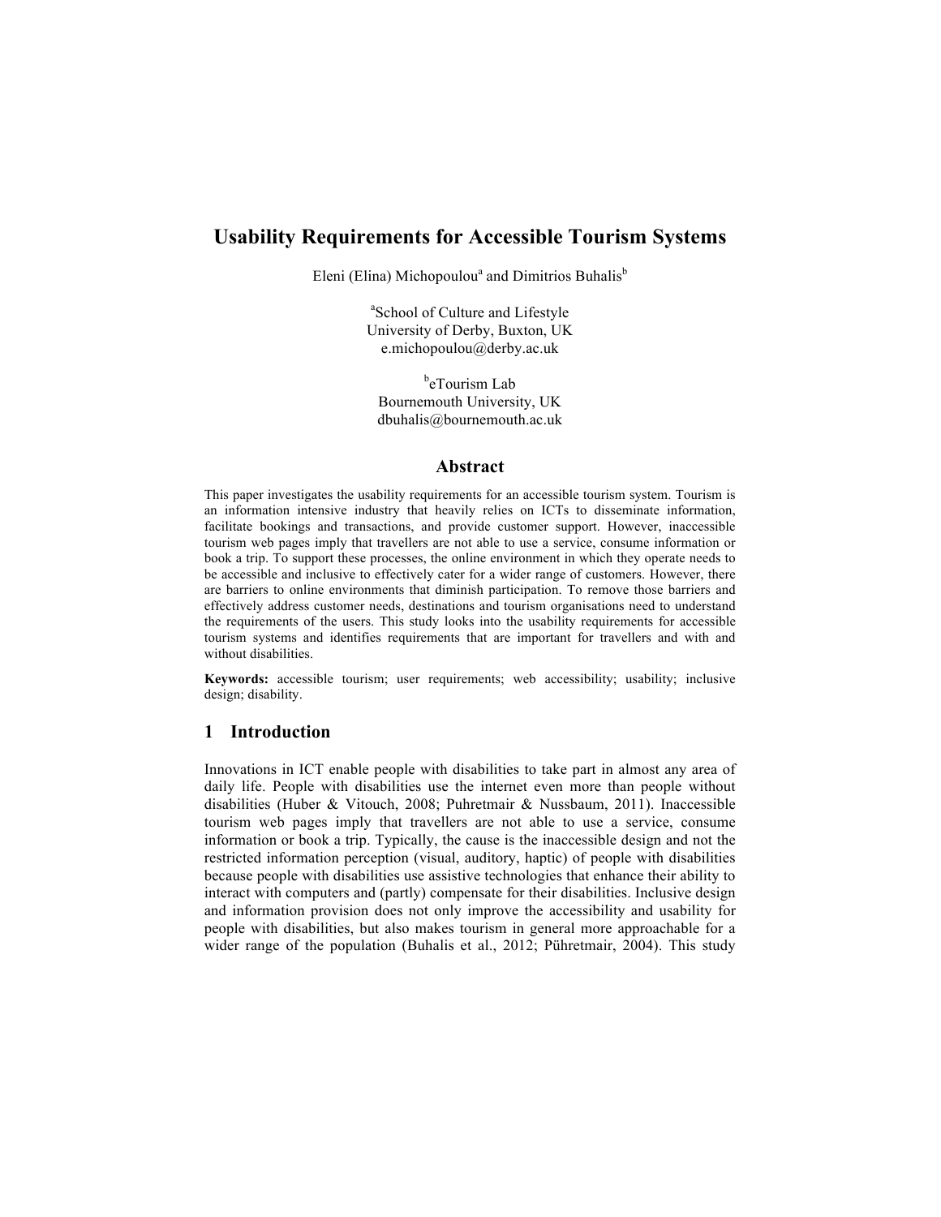# Usability Requirements for Accessible Tourism Systems

Eleni (Elina) Michopoulou[a] and Dimitrios Buhalis[b]

[a]School of Culture and Lifestyle
University of Derby, Buxton, UK
e.michopoulou@derby.ac.uk

[b]eTourism Lab
Bournemouth University, UK
dbuhalis@bournemouth.ac.uk

## Abstract

This paper investigates the usability requirements for an accessible tourism system. Tourism is an information intensive industry that heavily relies on ICTs to disseminate information, facilitate bookings and transactions, and provide customer support. However, inaccessible tourism web pages imply that travellers are not able to use a service, consume information or book a trip. To support these processes, the online environment in which they operate needs to be accessible and inclusive to effectively cater for a wider range of customers. However, there are barriers to online environments that diminish participation. To remove those barriers and effectively address customer needs, destinations and tourism organisations need to understand the requirements of the users. This study looks into the usability requirements for accessible tourism systems and identifies requirements that are important for travellers and with and without disabilities.

**Keywords:** accessible tourism; user requirements; web accessibility; usability; inclusive design; disability.

## 1 Introduction

Innovations in ICT enable people with disabilities to take part in almost any area of daily life. People with disabilities use the internet even more than people without disabilities (Huber & Vitouch, 2008; Puhretmair & Nussbaum, 2011). Inaccessible tourism web pages imply that travellers are not able to use a service, consume information or book a trip. Typically, the cause is the inaccessible design and not the restricted information perception (visual, auditory, haptic) of people with disabilities because people with disabilities use assistive technologies that enhance their ability to interact with computers and (partly) compensate for their disabilities. Inclusive design and information provision does not only improve the accessibility and usability for people with disabilities, but also makes tourism in general more approachable for a wider range of the population (Buhalis et al., 2012; Pühretmair, 2004). This study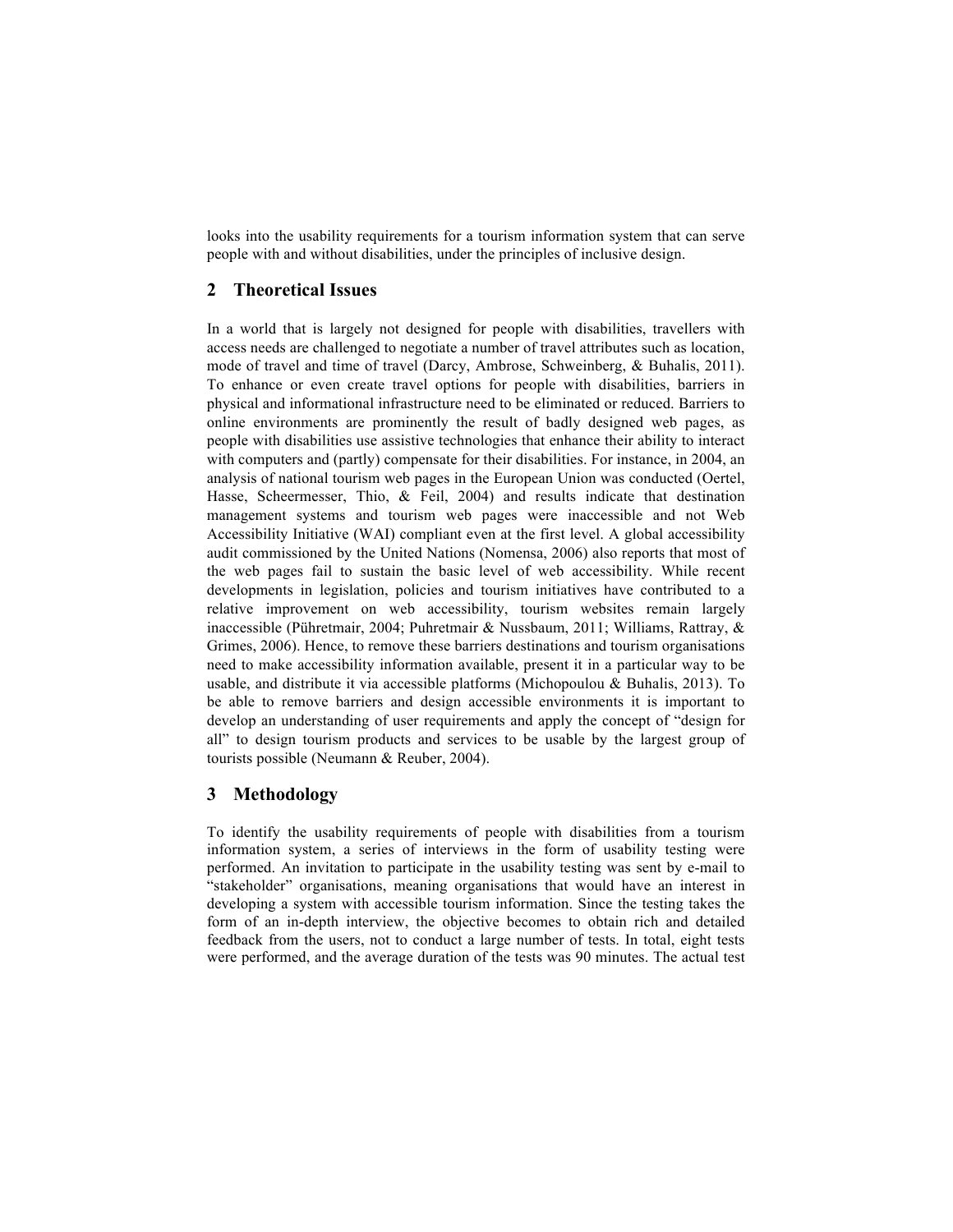looks into the usability requirements for a tourism information system that can serve people with and without disabilities, under the principles of inclusive design.

## 2 Theoretical Issues

In a world that is largely not designed for people with disabilities, travellers with access needs are challenged to negotiate a number of travel attributes such as location, mode of travel and time of travel (Darcy, Ambrose, Schweinberg, & Buhalis, 2011). To enhance or even create travel options for people with disabilities, barriers in physical and informational infrastructure need to be eliminated or reduced. Barriers to online environments are prominently the result of badly designed web pages, as people with disabilities use assistive technologies that enhance their ability to interact with computers and (partly) compensate for their disabilities. For instance, in 2004, an analysis of national tourism web pages in the European Union was conducted (Oertel, Hasse, Scheermesser, Thio, & Feil, 2004) and results indicate that destination management systems and tourism web pages were inaccessible and not Web Accessibility Initiative (WAI) compliant even at the first level. A global accessibility audit commissioned by the United Nations (Nomensa, 2006) also reports that most of the web pages fail to sustain the basic level of web accessibility. While recent developments in legislation, policies and tourism initiatives have contributed to a relative improvement on web accessibility, tourism websites remain largely inaccessible (Pühretmair, 2004; Puhretmair & Nussbaum, 2011; Williams, Rattray, & Grimes, 2006). Hence, to remove these barriers destinations and tourism organisations need to make accessibility information available, present it in a particular way to be usable, and distribute it via accessible platforms (Michopoulou & Buhalis, 2013). To be able to remove barriers and design accessible environments it is important to develop an understanding of user requirements and apply the concept of "design for all" to design tourism products and services to be usable by the largest group of tourists possible (Neumann & Reuber, 2004).

## 3 Methodology

To identify the usability requirements of people with disabilities from a tourism information system, a series of interviews in the form of usability testing were performed. An invitation to participate in the usability testing was sent by e-mail to "stakeholder" organisations, meaning organisations that would have an interest in developing a system with accessible tourism information. Since the testing takes the form of an in-depth interview, the objective becomes to obtain rich and detailed feedback from the users, not to conduct a large number of tests. In total, eight tests were performed, and the average duration of the tests was 90 minutes. The actual test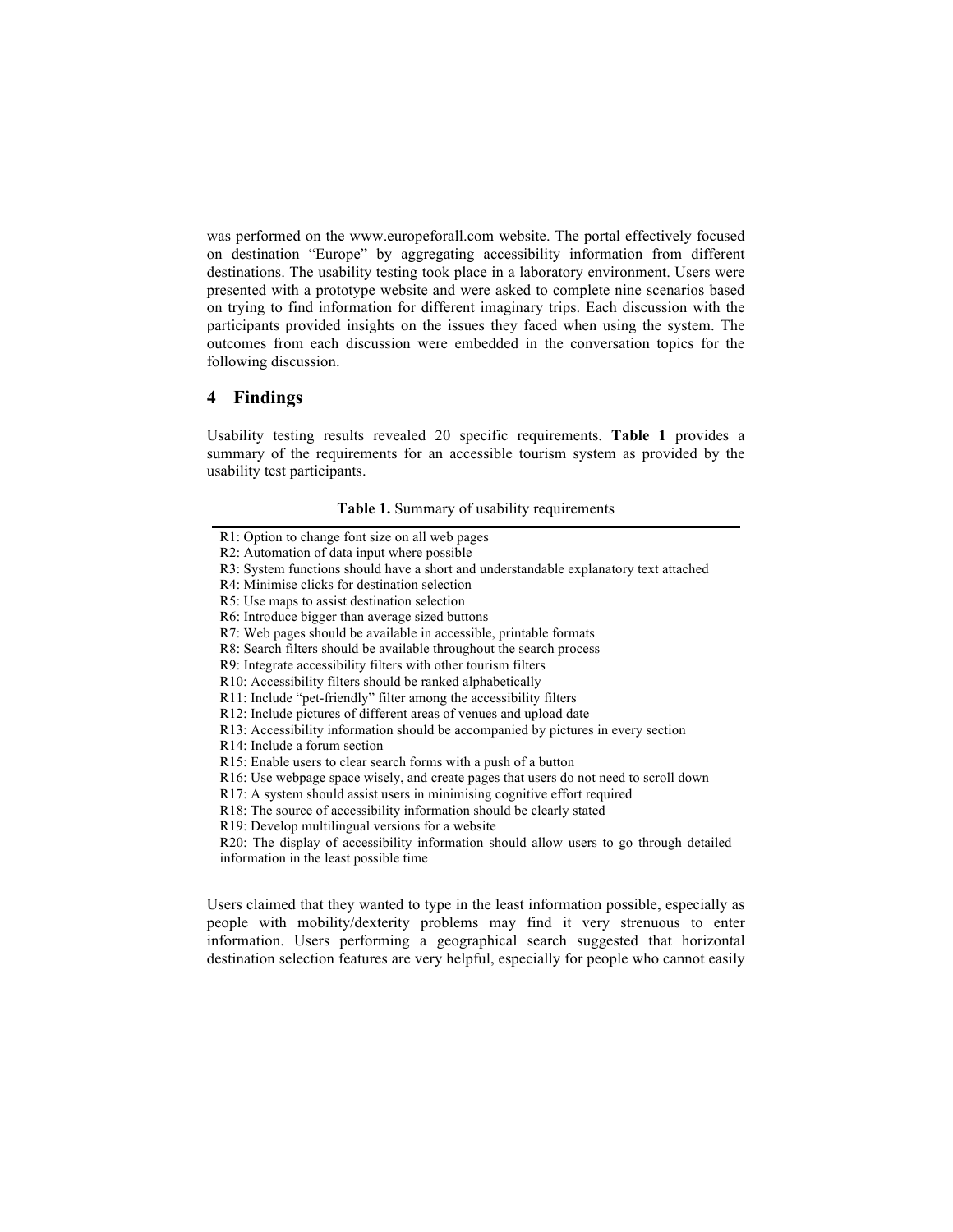was performed on the www.europeforall.com website. The portal effectively focused on destination "Europe" by aggregating accessibility information from different destinations. The usability testing took place in a laboratory environment. Users were presented with a prototype website and were asked to complete nine scenarios based on trying to find information for different imaginary trips. Each discussion with the participants provided insights on the issues they faced when using the system. The outcomes from each discussion were embedded in the conversation topics for the following discussion.

## 4 Findings

Usability testing results revealed 20 specific requirements. **Table 1** provides a summary of the requirements for an accessible tourism system as provided by the usability test participants.

**Table 1.** Summary of usability requirements

| |
|---|
| R1: Option to change font size on all web pages |
| R2: Automation of data input where possible |
| R3: System functions should have a short and understandable explanatory text attached |
| R4: Minimise clicks for destination selection |
| R5: Use maps to assist destination selection |
| R6: Introduce bigger than average sized buttons |
| R7: Web pages should be available in accessible, printable formats |
| R8: Search filters should be available throughout the search process |
| R9: Integrate accessibility filters with other tourism filters |
| R10: Accessibility filters should be ranked alphabetically |
| R11: Include "pet-friendly" filter among the accessibility filters |
| R12: Include pictures of different areas of venues and upload date |
| R13: Accessibility information should be accompanied by pictures in every section |
| R14: Include a forum section |
| R15: Enable users to clear search forms with a push of a button |
| R16: Use webpage space wisely, and create pages that users do not need to scroll down |
| R17: A system should assist users in minimising cognitive effort required |
| R18: The source of accessibility information should be clearly stated |
| R19: Develop multilingual versions for a website |
| R20: The display of accessibility information should allow users to go through detailed information in the least possible time |

Users claimed that they wanted to type in the least information possible, especially as people with mobility/dexterity problems may find it very strenuous to enter information. Users performing a geographical search suggested that horizontal destination selection features are very helpful, especially for people who cannot easily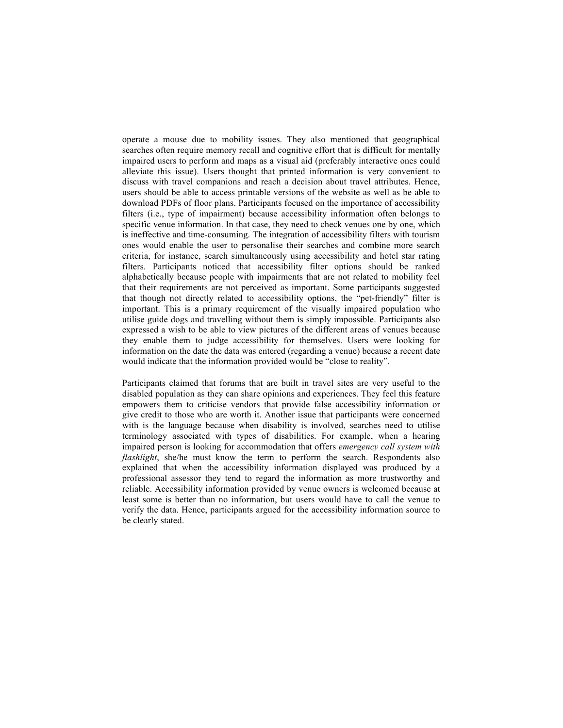operate a mouse due to mobility issues. They also mentioned that geographical searches often require memory recall and cognitive effort that is difficult for mentally impaired users to perform and maps as a visual aid (preferably interactive ones could alleviate this issue). Users thought that printed information is very convenient to discuss with travel companions and reach a decision about travel attributes. Hence, users should be able to access printable versions of the website as well as be able to download PDFs of floor plans. Participants focused on the importance of accessibility filters (i.e., type of impairment) because accessibility information often belongs to specific venue information. In that case, they need to check venues one by one, which is ineffective and time-consuming. The integration of accessibility filters with tourism ones would enable the user to personalise their searches and combine more search criteria, for instance, search simultaneously using accessibility and hotel star rating filters. Participants noticed that accessibility filter options should be ranked alphabetically because people with impairments that are not related to mobility feel that their requirements are not perceived as important. Some participants suggested that though not directly related to accessibility options, the "pet-friendly" filter is important. This is a primary requirement of the visually impaired population who utilise guide dogs and travelling without them is simply impossible. Participants also expressed a wish to be able to view pictures of the different areas of venues because they enable them to judge accessibility for themselves. Users were looking for information on the date the data was entered (regarding a venue) because a recent date would indicate that the information provided would be "close to reality".

Participants claimed that forums that are built in travel sites are very useful to the disabled population as they can share opinions and experiences. They feel this feature empowers them to criticise vendors that provide false accessibility information or give credit to those who are worth it. Another issue that participants were concerned with is the language because when disability is involved, searches need to utilise terminology associated with types of disabilities. For example, when a hearing impaired person is looking for accommodation that offers *emergency call system with flashlight*, she/he must know the term to perform the search. Respondents also explained that when the accessibility information displayed was produced by a professional assessor they tend to regard the information as more trustworthy and reliable. Accessibility information provided by venue owners is welcomed because at least some is better than no information, but users would have to call the venue to verify the data. Hence, participants argued for the accessibility information source to be clearly stated.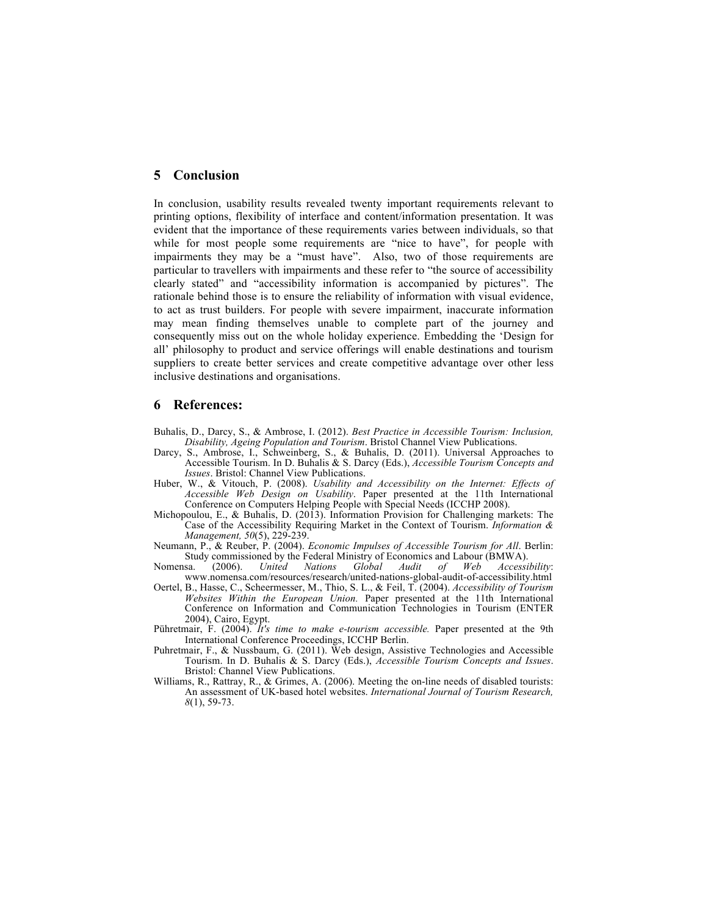## 5 Conclusion

In conclusion, usability results revealed twenty important requirements relevant to printing options, flexibility of interface and content/information presentation. It was evident that the importance of these requirements varies between individuals, so that while for most people some requirements are "nice to have", for people with impairments they may be a "must have". Also, two of those requirements are particular to travellers with impairments and these refer to "the source of accessibility clearly stated" and "accessibility information is accompanied by pictures". The rationale behind those is to ensure the reliability of information with visual evidence, to act as trust builders. For people with severe impairment, inaccurate information may mean finding themselves unable to complete part of the journey and consequently miss out on the whole holiday experience. Embedding the 'Design for all' philosophy to product and service offerings will enable destinations and tourism suppliers to create better services and create competitive advantage over other less inclusive destinations and organisations.

## 6 References:

Buhalis, D., Darcy, S., & Ambrose, I. (2012). *Best Practice in Accessible Tourism: Inclusion, Disability, Ageing Population and Tourism*. Bristol Channel View Publications.

Darcy, S., Ambrose, I., Schweinberg, S., & Buhalis, D. (2011). Universal Approaches to Accessible Tourism. In D. Buhalis & S. Darcy (Eds.), *Accessible Tourism Concepts and Issues*. Bristol: Channel View Publications.

Huber, W., & Vitouch, P. (2008). *Usability and Accessibility on the Internet: Effects of Accessible Web Design on Usability*. Paper presented at the 11th International Conference on Computers Helping People with Special Needs (ICCHP 2008).

Michopoulou, E., & Buhalis, D. (2013). Information Provision for Challenging markets: The Case of the Accessibility Requiring Market in the Context of Tourism. *Information & Management, 50*(5), 229-239.

Neumann, P., & Reuber, P. (2004). *Economic Impulses of Accessible Tourism for All*. Berlin: Study commissioned by the Federal Ministry of Economics and Labour (BMWA).

Nomensa. (2006). *United Nations Global Audit of Web Accessibility*: www.nomensa.com/resources/research/united-nations-global-audit-of-accessibility.html

Oertel, B., Hasse, C., Scheermesser, M., Thio, S. L., & Feil, T. (2004). *Accessibility of Tourism Websites Within the European Union.* Paper presented at the 11th International Conference on Information and Communication Technologies in Tourism (ENTER 2004), Cairo, Egypt.

Pühretmair, F. (2004). *It's time to make e-tourism accessible.* Paper presented at the 9th International Conference Proceedings, ICCHP Berlin.

Puhretmair, F., & Nussbaum, G. (2011). Web design, Assistive Technologies and Accessible Tourism. In D. Buhalis & S. Darcy (Eds.), *Accessible Tourism Concepts and Issues*. Bristol: Channel View Publications.

Williams, R., Rattray, R., & Grimes, A. (2006). Meeting the on-line needs of disabled tourists: An assessment of UK-based hotel websites. *International Journal of Tourism Research, 8*(1), 59-73.